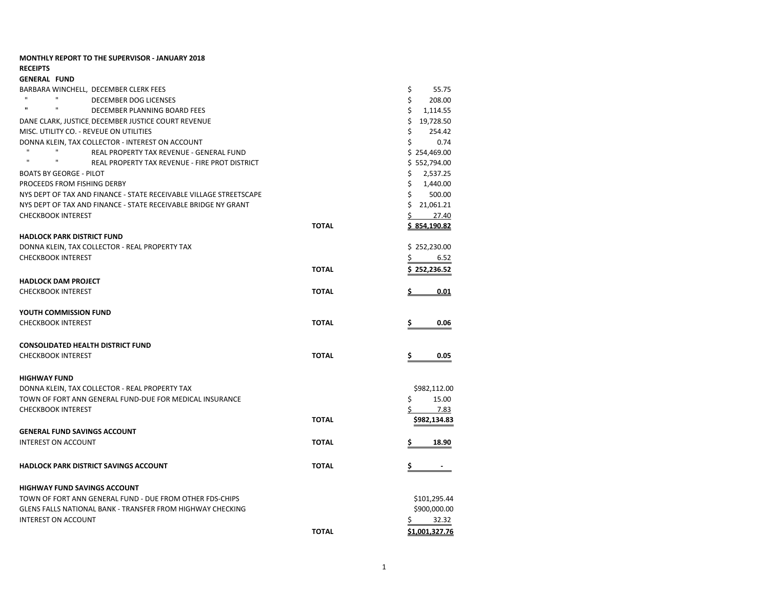**MONTHLY REPORT TO THE SUPERVISOR - JANUARY 2018**

**RECEIPTS**

| | | |
|---|---|---|
| **GENERAL FUND** | | |
| BARBARA WINCHELL, DECEMBER CLERK FEES | | $ 55.75 |
| " " DECEMBER DOG LICENSES | | $ 208.00 |
| " " DECEMBER PLANNING BOARD FEES | | $ 1,114.55 |
| DANE CLARK, JUSTICE DECEMBER JUSTICE COURT REVENUE | | $ 19,728.50 |
| MISC. UTILITY CO. - REVEUE ON UTILITIES | | $ 254.42 |
| DONNA KLEIN, TAX COLLECTOR - INTEREST ON ACCOUNT | | $ 0.74 |
| " " REAL PROPERTY TAX REVENUE - GENERAL FUND | | $ 254,469.00 |
| " " REAL PROPERTY TAX REVENUE - FIRE PROT DISTRICT | | $ 552,794.00 |
| BOATS BY GEORGE - PILOT | | $ 2,537.25 |
| PROCEEDS FROM FISHING DERBY | | $ 1,440.00 |
| NYS DEPT OF TAX AND FINANCE - STATE RECEIVABLE VILLAGE STREETSCAPE | | $ 500.00 |
| NYS DEPT OF TAX AND FINANCE - STATE RECEIVABLE BRIDGE NY GRANT | | $ 21,061.21 |
| CHECKBOOK INTEREST | | $ 27.40 |
| | **TOTAL** | **$ 854,190.82** |
| **HADLOCK PARK DISTRICT FUND** | | |
| DONNA KLEIN, TAX COLLECTOR - REAL PROPERTY TAX | | $ 252,230.00 |
| CHECKBOOK INTEREST | | $ 6.52 |
| | **TOTAL** | **$ 252,236.52** |
| **HADLOCK DAM PROJECT** | | |
| CHECKBOOK INTEREST | **TOTAL** | **$ 0.01** |
| **YOUTH COMMISSION FUND** | | |
| CHECKBOOK INTEREST | **TOTAL** | **$ 0.06** |
| **CONSOLIDATED HEALTH DISTRICT FUND** | | |
| CHECKBOOK INTEREST | **TOTAL** | **$ 0.05** |
| **HIGHWAY FUND** | | |
| DONNA KLEIN, TAX COLLECTOR - REAL PROPERTY TAX | | $982,112.00 |
| TOWN OF FORT ANN GENERAL FUND-DUE FOR MEDICAL INSURANCE | | $ 15.00 |
| CHECKBOOK INTEREST | | $ 7.83 |
| | **TOTAL** | **$982,134.83** |
| **GENERAL FUND SAVINGS ACCOUNT** | | |
| INTEREST ON ACCOUNT | **TOTAL** | **$ 18.90** |
| **HADLOCK PARK DISTRICT SAVINGS ACCOUNT** | **TOTAL** | **$ -** |
| **HIGHWAY FUND SAVINGS ACCOUNT** | | |
| TOWN OF FORT ANN GENERAL FUND - DUE FROM OTHER FDS-CHIPS | | $101,295.44 |
| GLENS FALLS NATIONAL BANK - TRANSFER FROM HIGHWAY CHECKING | | $900,000.00 |
| INTEREST ON ACCOUNT | | $ 32.32 |
| | **TOTAL** | **$1,001,327.76** |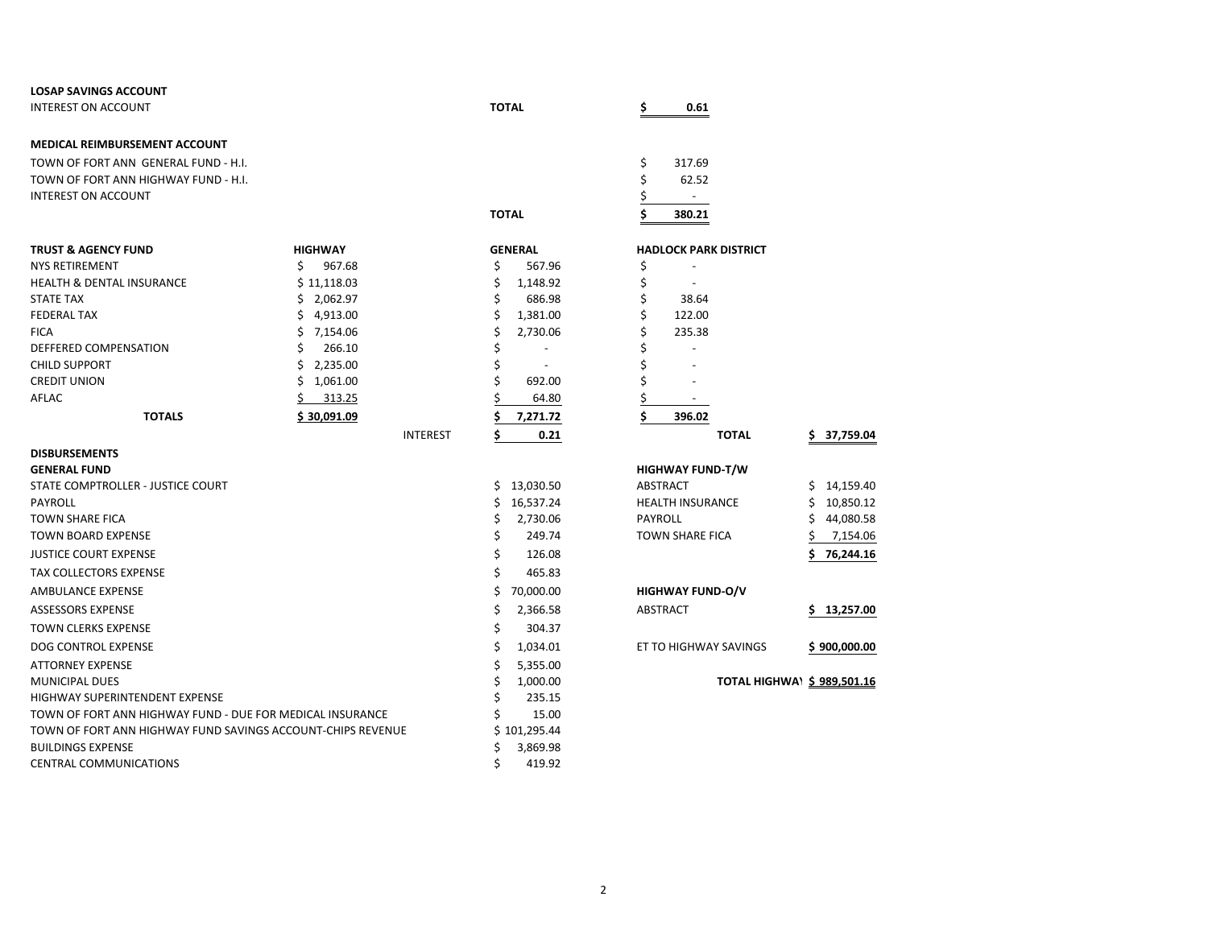**LOSAP SAVINGS ACCOUNT**

| | | |
|---|---|---|
| INTEREST ON ACCOUNT | **TOTAL** | **$ 0.61** |

**MEDICAL REIMBURSEMENT ACCOUNT**

| | | |
|---|---|---|
| TOWN OF FORT ANN GENERAL FUND - H.I. | | $ 317.69 |
| TOWN OF FORT ANN HIGHWAY FUND - H.I. | | $ 62.52 |
| INTEREST ON ACCOUNT | | $ - |
| | **TOTAL** | **$ 380.21** |

| **TRUST & AGENCY FUND** | **HIGHWAY** | | **GENERAL** | **HADLOCK PARK DISTRICT** | | |
|---|---|---|---|---|---|---|
| NYS RETIREMENT | $ 967.68 | | $ 567.96 | $ - | | |
| HEALTH & DENTAL INSURANCE | $ 11,118.03 | | $ 1,148.92 | $ - | | |
| STATE TAX | $ 2,062.97 | | $ 686.98 | $ 38.64 | | |
| FEDERAL TAX | $ 4,913.00 | | $ 1,381.00 | $ 122.00 | | |
| FICA | $ 7,154.06 | | $ 2,730.06 | $ 235.38 | | |
| DEFFERED COMPENSATION | $ 266.10 | | $ - | $ - | | |
| CHILD SUPPORT | $ 2,235.00 | | $ - | $ - | | |
| CREDIT UNION | $ 1,061.00 | | $ 692.00 | $ - | | |
| AFLAC | $ 313.25 | | $ 64.80 | $ - | | |
| **TOTALS** | **$ 30,091.09** | | **$ 7,271.72** | **$ 396.02** | | |
| | | INTEREST | **$ 0.21** | | **TOTAL** | **$ 37,759.04** |

**DISBURSEMENTS**

**GENERAL FUND**

| | |
|---|---|
| STATE COMPTROLLER - JUSTICE COURT | $ 13,030.50 |
| PAYROLL | $ 16,537.24 |
| TOWN SHARE FICA | $ 2,730.06 |
| TOWN BOARD EXPENSE | $ 249.74 |
| JUSTICE COURT EXPENSE | $ 126.08 |
| TAX COLLECTORS EXPENSE | $ 465.83 |
| AMBULANCE EXPENSE | $ 70,000.00 |
| ASSESSORS EXPENSE | $ 2,366.58 |
| TOWN CLERKS EXPENSE | $ 304.37 |
| DOG CONTROL EXPENSE | $ 1,034.01 |
| ATTORNEY EXPENSE | $ 5,355.00 |
| MUNICIPAL DUES | $ 1,000.00 |
| HIGHWAY SUPERINTENDENT EXPENSE | $ 235.15 |
| TOWN OF FORT ANN HIGHWAY FUND - DUE FOR MEDICAL INSURANCE | $ 15.00 |
| TOWN OF FORT ANN HIGHWAY FUND SAVINGS ACCOUNT-CHIPS REVENUE | $ 101,295.44 |
| BUILDINGS EXPENSE | $ 3,869.98 |
| CENTRAL COMMUNICATIONS | $ 419.92 |

**HIGHWAY FUND-T/W**

| | |
|---|---|
| ABSTRACT | $ 14,159.40 |
| HEALTH INSURANCE | $ 10,850.12 |
| PAYROLL | $ 44,080.58 |
| TOWN SHARE FICA | $ 7,154.06 |
| | **$ 76,244.16** |

**HIGHWAY FUND-O/V**

| | |
|---|---|
| ABSTRACT | **$ 13,257.00** |
| ET TO HIGHWAY SAVINGS | **$ 900,000.00** |
| **TOTAL HIGHWAY** | **$ 989,501.16** |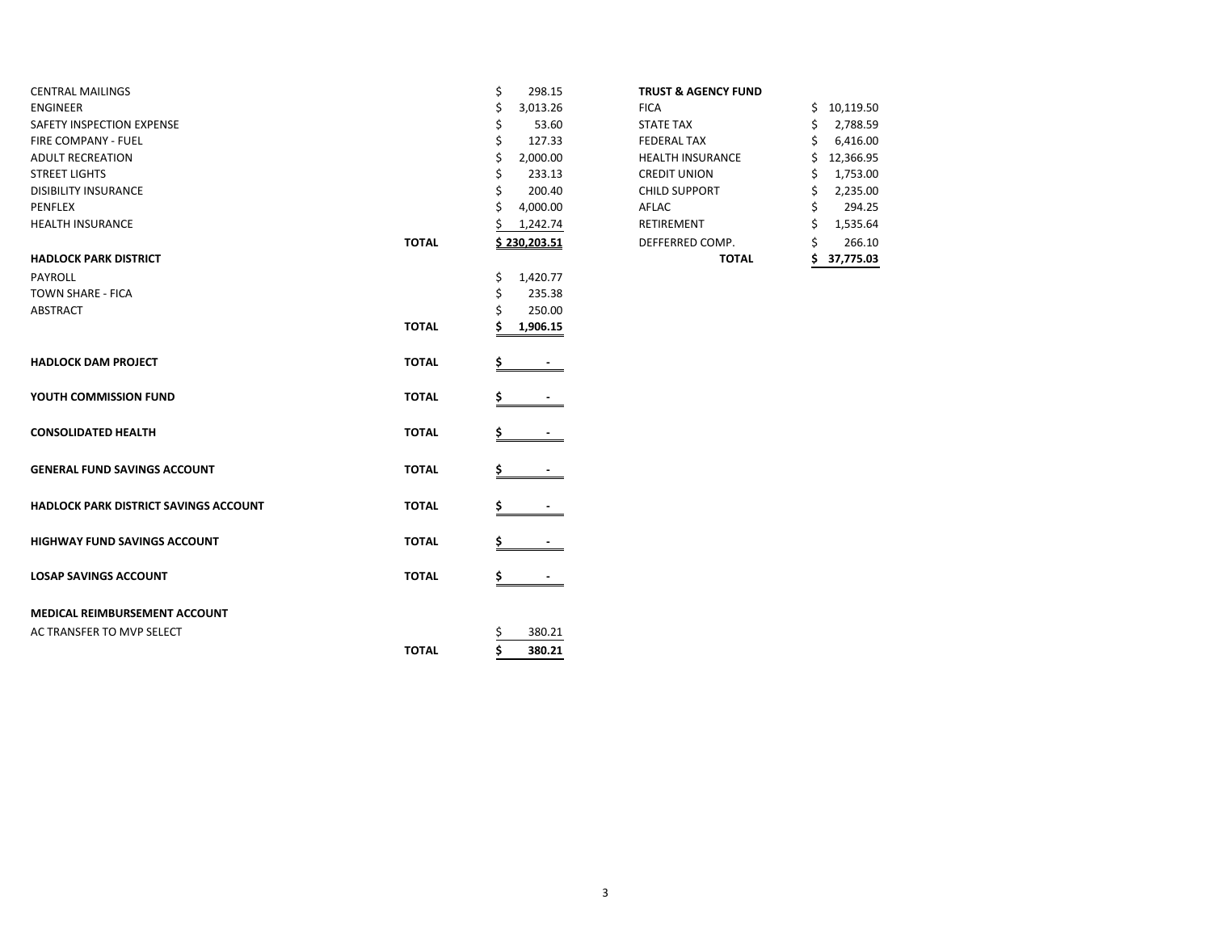| | | |
|---|---|---|
| CENTRAL MAILINGS | | $ 298.15 |
| ENGINEER | | $ 3,013.26 |
| SAFETY INSPECTION EXPENSE | | $ 53.60 |
| FIRE COMPANY - FUEL | | $ 127.33 |
| ADULT RECREATION | | $ 2,000.00 |
| STREET LIGHTS | | $ 233.13 |
| DISIBILITY INSURANCE | | $ 200.40 |
| PENFLEX | | $ 4,000.00 |
| HEALTH INSURANCE | | $ 1,242.74 |
| | **TOTAL** | **$ 230,203.51** |
| **HADLOCK PARK DISTRICT** | | |
| PAYROLL | | $ 1,420.77 |
| TOWN SHARE - FICA | | $ 235.38 |
| ABSTRACT | | $ 250.00 |
| | **TOTAL** | **$ 1,906.15** |
| **HADLOCK DAM PROJECT** | **TOTAL** | **$ -** |
| **YOUTH COMMISSION FUND** | **TOTAL** | **$ -** |
| **CONSOLIDATED HEALTH** | **TOTAL** | **$ -** |
| **GENERAL FUND SAVINGS ACCOUNT** | **TOTAL** | **$ -** |
| **HADLOCK PARK DISTRICT SAVINGS ACCOUNT** | **TOTAL** | **$ -** |
| **HIGHWAY FUND SAVINGS ACCOUNT** | **TOTAL** | **$ -** |
| **LOSAP SAVINGS ACCOUNT** | **TOTAL** | **$ -** |
| **MEDICAL REIMBURSEMENT ACCOUNT** | | |
| AC TRANSFER TO MVP SELECT | | $ 380.21 |
| | **TOTAL** | **$ 380.21** |

| **TRUST & AGENCY FUND** | |
|---|---|
| FICA | $ 10,119.50 |
| STATE TAX | $ 2,788.59 |
| FEDERAL TAX | $ 6,416.00 |
| HEALTH INSURANCE | $ 12,366.95 |
| CREDIT UNION | $ 1,753.00 |
| CHILD SUPPORT | $ 2,235.00 |
| AFLAC | $ 294.25 |
| RETIREMENT | $ 1,535.64 |
| DEFFERRED COMP. | $ 266.10 |
| **TOTAL** | **$ 37,775.03** |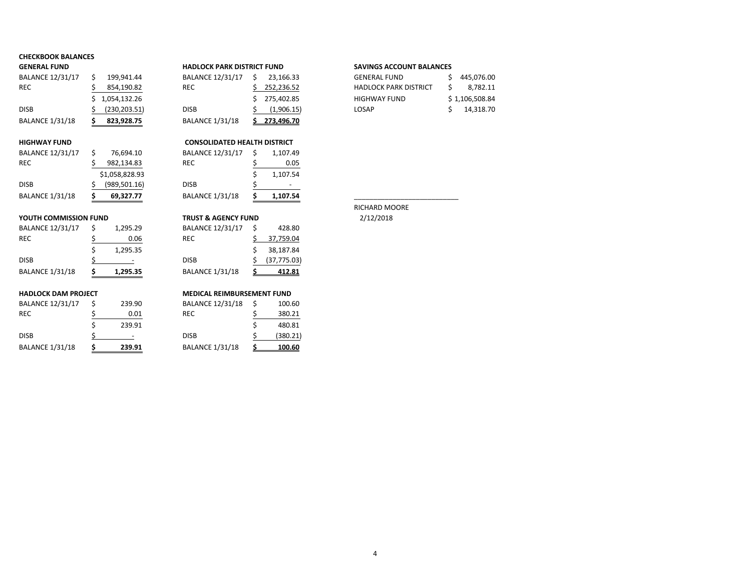**CHECKBOOK BALANCES**

**GENERAL FUND**

| | |
|---|---|
| BALANCE 12/31/17 | $ 199,941.44 |
| REC | $ 854,190.82 |
| | $ 1,054,132.26 |
| DISB | $ (230,203.51) |
| BALANCE 1/31/18 | **$ 823,928.75** |

**HADLOCK PARK DISTRICT FUND**

| | |
|---|---|
| BALANCE 12/31/17 | $ 23,166.33 |
| REC | $ 252,236.52 |
| | $ 275,402.85 |
| DISB | $ (1,906.15) |
| BALANCE 1/31/18 | **$ 273,496.70** |

**SAVINGS ACCOUNT BALANCES**

| | |
|---|---|
| GENERAL FUND | $ 445,076.00 |
| HADLOCK PARK DISTRICT | $ 8,782.11 |
| HIGHWAY FUND | $ 1,106,508.84 |
| LOSAP | $ 14,318.70 |

**HIGHWAY FUND**

| | |
|---|---|
| BALANCE 12/31/17 | $ 76,694.10 |
| REC | $ 982,134.83 |
| | $1,058,828.93 |
| DISB | $ (989,501.16) |
| BALANCE 1/31/18 | **$ 69,327.77** |

**CONSOLIDATED HEALTH DISTRICT**

| | |
|---|---|
| BALANCE 12/31/17 | $ 1,107.49 |
| REC | $ 0.05 |
| | $ 1,107.54 |
| DISB | $ - |
| BALANCE 1/31/18 | **$ 1,107.54** |

**YOUTH COMMISSION FUND**

| | |
|---|---|
| BALANCE 12/31/17 | $ 1,295.29 |
| REC | $ 0.06 |
| | $ 1,295.35 |
| DISB | $ - |
| BALANCE 1/31/18 | **$ 1,295.35** |

**TRUST & AGENCY FUND**

| | |
|---|---|
| BALANCE 12/31/17 | $ 428.80 |
| REC | $ 37,759.04 |
| | $ 38,187.84 |
| DISB | $ (37,775.03) |
| BALANCE 1/31/18 | **$ 412.81** |

**HADLOCK DAM PROJECT**

| | |
|---|---|
| BALANCE 12/31/17 | $ 239.90 |
| REC | $ 0.01 |
| | $ 239.91 |
| DISB | $ - |
| BALANCE 1/31/18 | **$ 239.91** |

**MEDICAL REIMBURSEMENT FUND**

| | |
|---|---|
| BALANCE 12/31/18 | $ 100.60 |
| REC | $ 380.21 |
| | $ 480.81 |
| DISB | $ (380.21) |
| BALANCE 1/31/18 | **$ 100.60** |

___________________________

RICHARD MOORE
2/12/2018